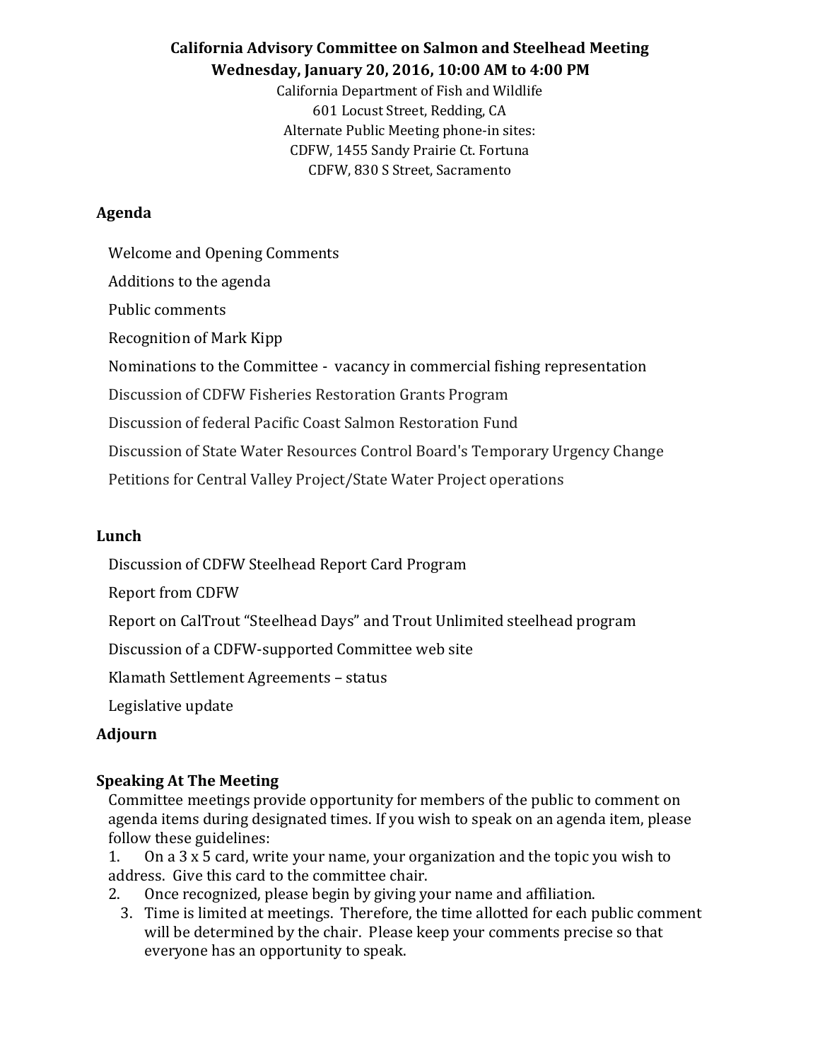**California Advisory Committee on Salmon and Steelhead Meeting**
**Wednesday, January 20, 2016, 10:00 AM to 4:00 PM**

California Department of Fish and Wildlife
601 Locust Street, Redding, CA
Alternate Public Meeting phone-in sites:
CDFW, 1455 Sandy Prairie Ct. Fortuna
CDFW, 830 S Street, Sacramento

## Agenda

Welcome and Opening Comments

Additions to the agenda

Public comments

Recognition of Mark Kipp

Nominations to the Committee - vacancy in commercial fishing representation

Discussion of CDFW Fisheries Restoration Grants Program

Discussion of federal Pacific Coast Salmon Restoration Fund

Discussion of State Water Resources Control Board's Temporary Urgency Change

Petitions for Central Valley Project/State Water Project operations

## Lunch

Discussion of CDFW Steelhead Report Card Program

Report from CDFW

Report on CalTrout "Steelhead Days" and Trout Unlimited steelhead program

Discussion of a CDFW-supported Committee web site

Klamath Settlement Agreements – status

Legislative update

## Adjourn

## Speaking At The Meeting

Committee meetings provide opportunity for members of the public to comment on agenda items during designated times. If you wish to speak on an agenda item, please follow these guidelines:

1. On a 3 x 5 card, write your name, your organization and the topic you wish to address. Give this card to the committee chair.
2. Once recognized, please begin by giving your name and affiliation.
3. Time is limited at meetings. Therefore, the time allotted for each public comment will be determined by the chair. Please keep your comments precise so that everyone has an opportunity to speak.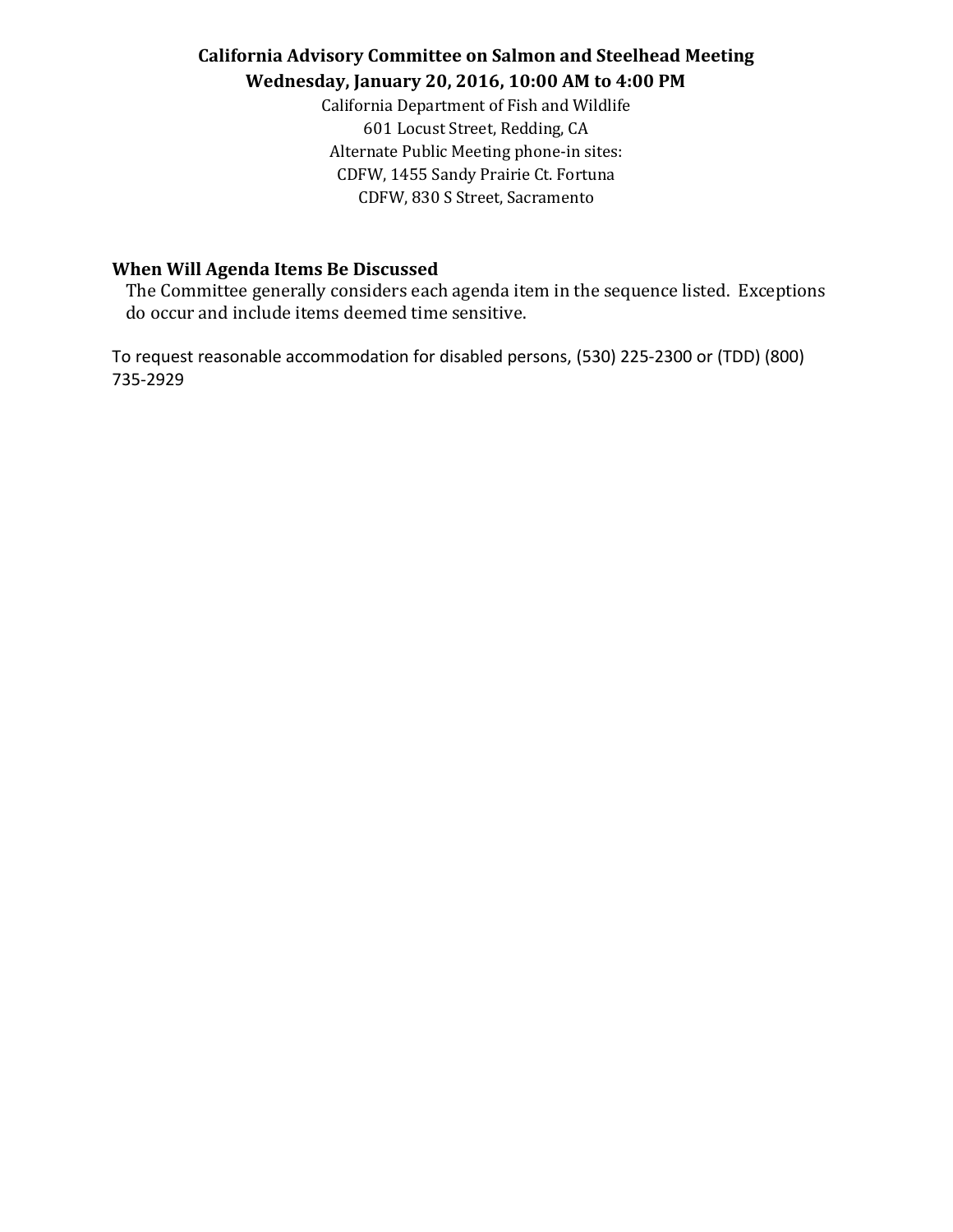**California Advisory Committee on Salmon and Steelhead Meeting**
**Wednesday, January 20, 2016, 10:00 AM to 4:00 PM**

California Department of Fish and Wildlife
601 Locust Street, Redding, CA
Alternate Public Meeting phone-in sites:
CDFW, 1455 Sandy Prairie Ct. Fortuna
CDFW, 830 S Street, Sacramento

### When Will Agenda Items Be Discussed

The Committee generally considers each agenda item in the sequence listed. Exceptions do occur and include items deemed time sensitive.

To request reasonable accommodation for disabled persons, (530) 225-2300 or (TDD) (800) 735-2929